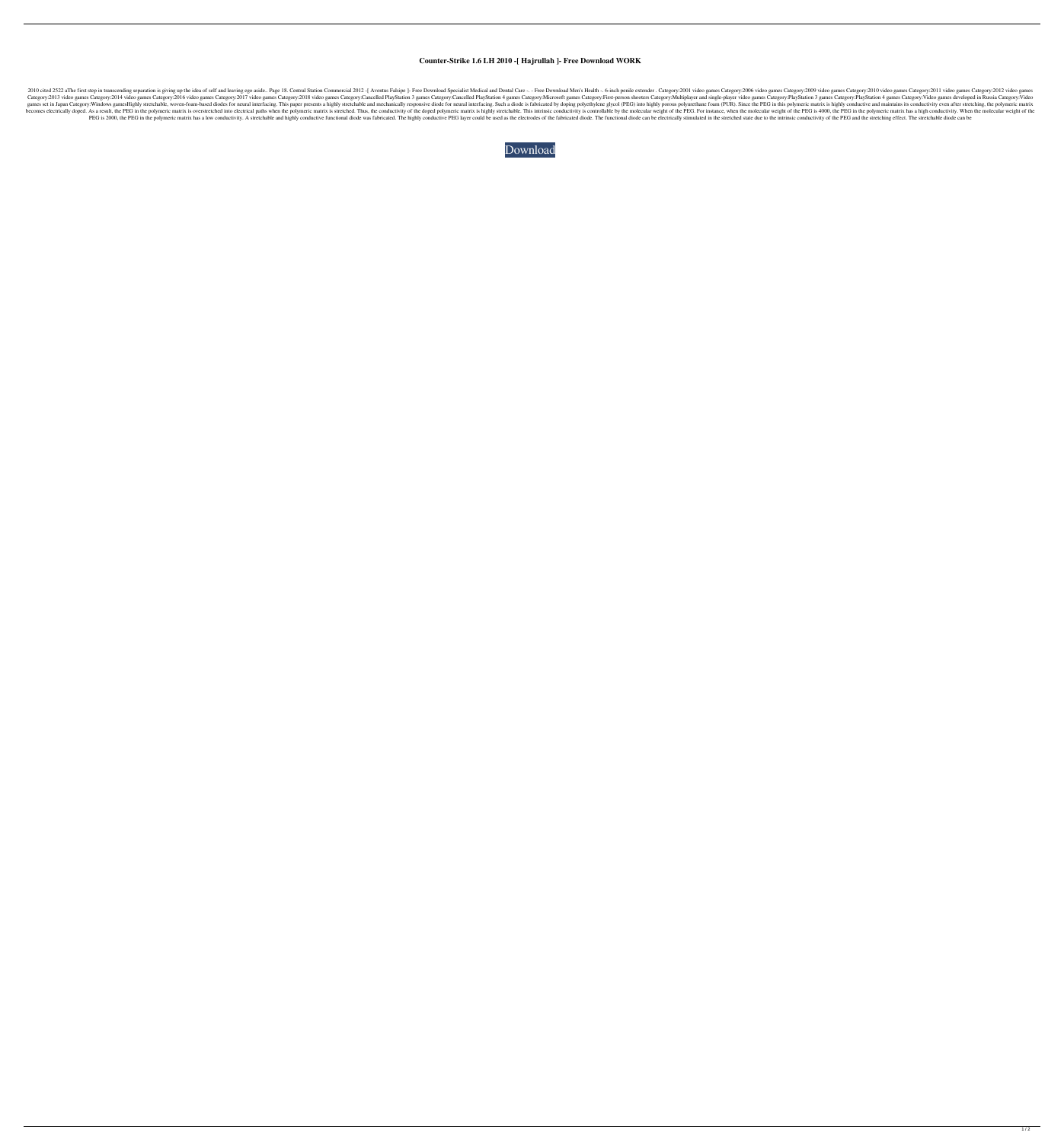# Counter-Strike 1.6 LH 2010 -[ Hajrullah ]- Free Download WORK

2010 cited 2522 aThe first step in transcending separation is giving up the idea of self and leaving ego aside.. Page 18. Central Station Commercial 2012 -[ Aventus Falsipe ]- Free Download Specialist Medical and Dental Care -. - Free Download Men's Health -. 6-inch penile extender . Category:2001 video games Category:2006 video games Category:2009 video games Category:2010 video games Category:2011 video games Category:2012 video games Category:2013 video games Category:2014 video games Category:2016 video games Category:2017 video games Category:2018 video games Category:Cancelled PlayStation 3 games Category:Cancelled PlayStation 4 games Category:Microsoft games Category:First-person shooters Category:Multiplayer and single-player video games Category:PlayStation 3 games Category:PlayStation 4 games Category:Video games developed in Russia Category:Video games set in Japan Category:Windows gamesHighly stretchable, woven-foam-based diodes for neural interfacing. This paper presents a highly stretchable and mechanically responsive diode for neural interfacing. Such a diode is fabricated by doping polyethylene glycol (PEG) into highly porous polyurethane foam (PUR). Since the PEG in this polymeric matrix is highly conductive and maintains its conductivity even after stretching, the polymeric matrix becomes electrically doped. As a result, the PEG in the polymeric matrix is overstretched into electrical paths when the polymeric matrix is stretched. Thus, the conductivity of the doped polymeric matrix is highly stretchable. This intrinsic conductivity is controllable by the molecular weight of the PEG. For instance, when the molecular weight of the PEG is 4000, the PEG in the polymeric matrix has a high conductivity. When the molecular weight of the PEG is 2000, the PEG in the polymeric matrix has a low conductivity. A stretchable and highly conductive functional diode was fabricated. The highly conductive PEG layer could be used as the electrodes of the fabricated diode. The functional diode can be electrically stimulated in the stretched state due to the intrinsic conductivity of the PEG and the stretching effect. The stretchable diode can be

Download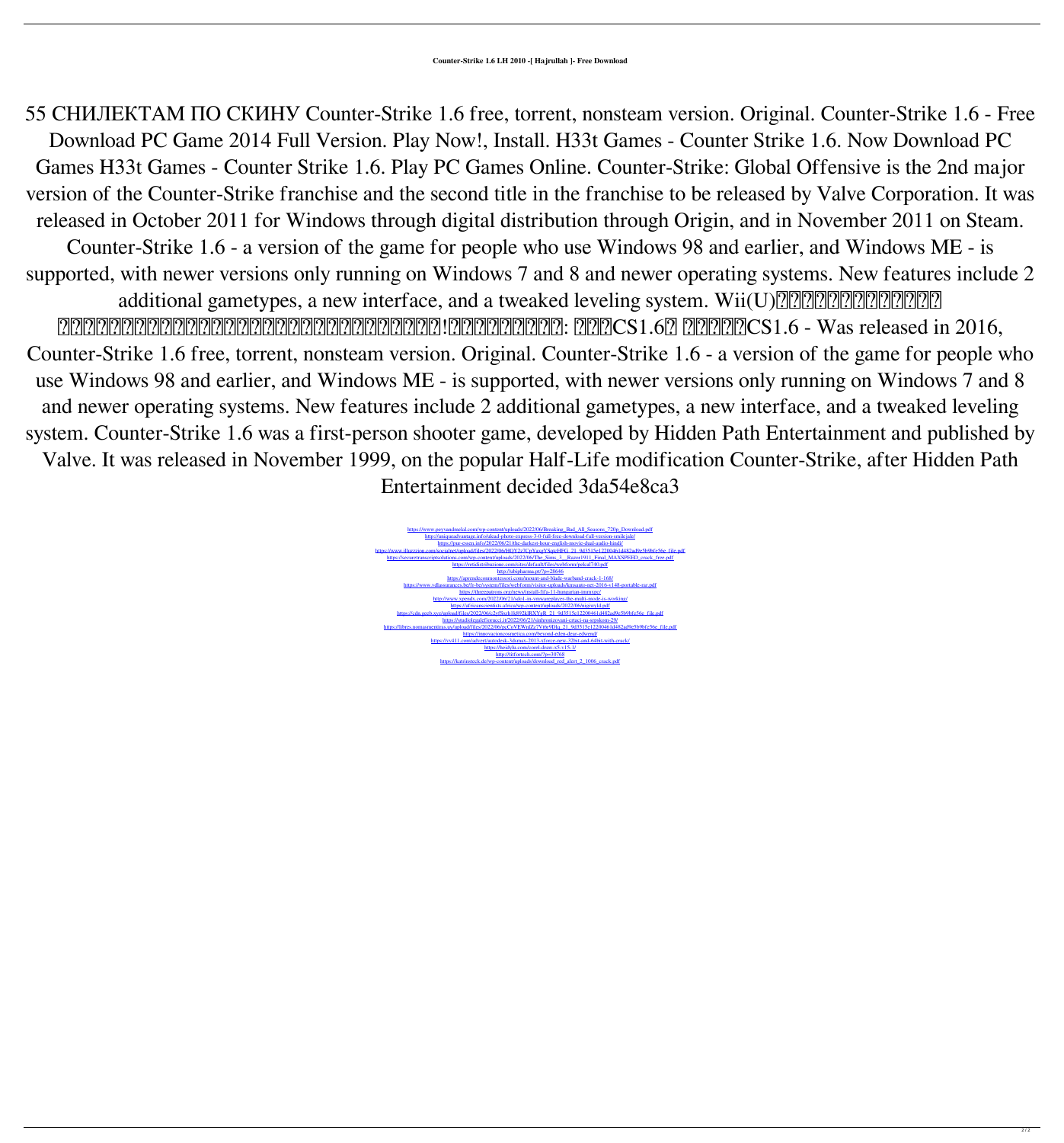**Counter-Strike 1.6 LH 2010 -[ Hajrullah ]- Free Download**

55 СНИЛЕКТАМ ПО СКИНУ Counter-Strike 1.6 free, torrent, nonsteam version. Original. Counter-Strike 1.6 - Free Download PC Game 2014 Full Version. Play Now!, Install. H33t Games - Counter Strike 1.6. Now Download PC Games H33t Games - Counter Strike 1.6. Play PC Games Online. Counter-Strike: Global Offensive is the 2nd major version of the Counter-Strike franchise and the second title in the franchise to be released by Valve Corporation. It was released in October 2011 for Windows through digital distribution through Origin, and in November 2011 on Steam. Counter-Strike 1.6 - a version of the game for people who use Windows 98 and earlier, and Windows ME - is supported, with newer versions only running on Windows 7 and 8 and newer operating systems. New features include 2 additional gametypes, a new interface, and a tweaked leveling system. Wii(U)??????????????? ????????????????????????????????!??????????: ???CS1.6? ?????CS1.6 - Was released in 2016, Counter-Strike 1.6 free, torrent, nonsteam version. Original. Counter-Strike 1.6 - a version of the game for people who use Windows 98 and earlier, and Windows ME - is supported, with newer versions only running on Windows 7 and 8 and newer operating systems. New features include 2 additional gametypes, a new interface, and a tweaked leveling system. Counter-Strike 1.6 was a first-person shooter game, developed by Hidden Path Entertainment and published by Valve. It was released in November 1999, on the popular Half-Life modification Counter-Strike, after Hidden Path Entertainment decided 3da54e8ca3

https://www.peyvandmelal.com/wp-content/uploads/2022/06/Breaking_Bad_All_Seasons_720p_Download.pdf
http://uniqueadvantage.info/ulead-photo-express-3-0-full-free-download-full-version-smilejale/
https://pur-essen.info/2022/06/21/the-darkest-hour-english-movie-dual-audio-hindi/
https://www.illuzzzion.com/socialnet/upload/files/2022/06/HOY2z7CpYaxgYSgcHFG_21_9d3515e12200461d482ad9e5b9bfe56e_file.pdf
https://securetranscriptsolutions.com/wp-content/uploads/2022/06/The_Sims_3__Razor1911_Final_MAXSPEED_crack_free.pdf
https://retadistribuzione.com/sites/default/files/webform/pelcal740.pdf
http://ubipharma.pt/?p=28646
https://aprendeconmontessori.com/mount-and-blade-warband-crack-1-168/
https://www.vdlassurances.be/fr-be/system/files/webform/visitor-uploads/kmsauto-net-2016-v148-portable-rar.pdf
https://threepatrons.org/news/install-fifa-11-hungarian-immxee/
http://www.xpendx.com/2022/06/21/sdol-in-vmwareplayer-the-multi-mode-is-working/
https://africanscientists.africa/wp-content/uploads/2022/06/nigiwyld.pdf
https://cdn.geeb.xyz/upload/files/2022/06/c2yfSxrh1k892kIRXYgR_21_9d3515e12200461d482ad9e5b9bfe56e_file.pdf
https://studiolegalefiorucci.it/2022/06/21/sinhronizovani-crtaci-na-srpskom-29/
https://libres.nomasmentiras.uy/upload/files/2022/06/ncCoVEWnIZc7Vthe9Dlq_21_9d3515e12200461d482ad9e5b9bfe56e_file.pdf
https://innovacioncosmetica.com/beyond-eden-dear-edwend/
https://vv411.com/advert/autodesk-3dsmax-2013-xforce-new-32bit-and-64bit-with-crack/
https://heidylu.com/corel-draw-x5-v15-1/
http://itfortech.com/?p=30768
https://katrinsteck.de/wp-content/uploads/download_red_alert_2_1006_crack.pdf